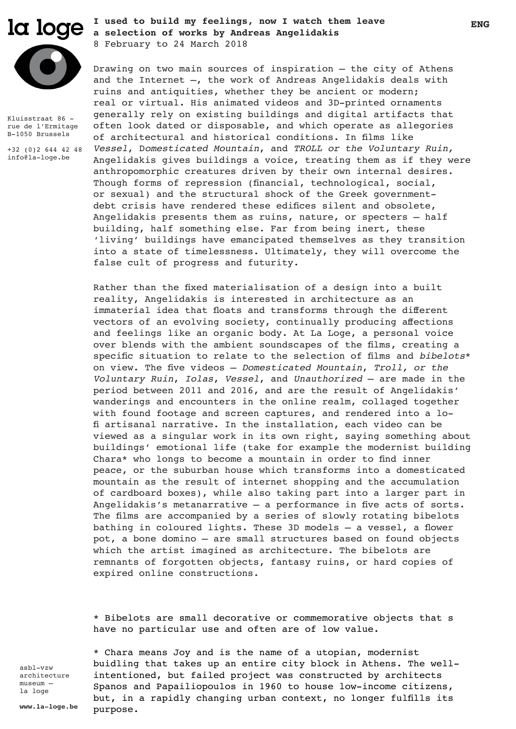la loge

**I used to build my feelings, now I watch them leave**
**a selection of works by Andreas Angelidakis**
8 February to 24 March 2018

**ENG**

Kluisstraat 86 -
rue de l'Ermitage
B-1050 Brussels

+32 (0)2 644 42 48
info@la-loge.be

Drawing on two main sources of inspiration – the city of Athens and the Internet –, the work of Andreas Angelidakis deals with ruins and antiquities, whether they be ancient or modern; real or virtual. His animated videos and 3D-printed ornaments generally rely on existing buildings and digital artifacts that often look dated or disposable, and which operate as allegories of architectural and historical conditions. In films like *Vessel*, D*omesticated Mountain*, and *TROLL or the Voluntary Ruin,* Angelidakis gives buildings a voice, treating them as if they were anthropomorphic creatures driven by their own internal desires. Though forms of repression (financial, technological, social, or sexual) and the structural shock of the Greek government-debt crisis have rendered these edifices silent and obsolete, Angelidakis presents them as ruins, nature, or specters – half building, half something else. Far from being inert, these 'living' buildings have emancipated themselves as they transition into a state of timelessness. Ultimately, they will overcome the false cult of progress and futurity.

Rather than the fixed materialisation of a design into a built reality, Angelidakis is interested in architecture as an immaterial idea that floats and transforms through the different vectors of an evolving society, continually producing affections and feelings like an organic body. At La Loge, a personal voice over blends with the ambient soundscapes of the films, creating a specific situation to relate to the selection of films and *bibelots** on view. The five videos – *Domesticated Mountain*, *Troll, or the Voluntary Ruin*, *Iolas*, *Vessel*, and *Unauthorized* – are made in the period between 2011 and 2016, and are the result of Angelidakis' wanderings and encounters in the online realm, collaged together with found footage and screen captures, and rendered into a lo-fi artisanal narrative. In the installation, each video can be viewed as a singular work in its own right, saying something about buildings' emotional life (take for example the modernist building Chara* who longs to become a mountain in order to find inner peace, or the suburban house which transforms into a domesticated mountain as the result of internet shopping and the accumulation of cardboard boxes), while also taking part into a larger part in Angelidakis's metanarrative – a performance in five acts of sorts. The films are accompanied by a series of slowly rotating bibelots bathing in coloured lights. These 3D models – a vessel, a flower pot, a bone domino – are small structures based on found objects which the artist imagined as architecture. The bibelots are remnants of forgotten objects, fantasy ruins, or hard copies of expired online constructions.

\* Bibelots are small decorative or commemorative objects that s have no particular use and often are of low value.

\* Chara means Joy and is the name of a utopian, modernist buidling that takes up an entire city block in Athens. The well-intentioned, but failed project was constructed by architects Spanos and Papailiopoulos in 1960 to house low-income citizens, but, in a rapidly changing urban context, no longer fulfills its purpose.

asbl-vzw
architecture
museum –
la loge

**www.la-loge.be**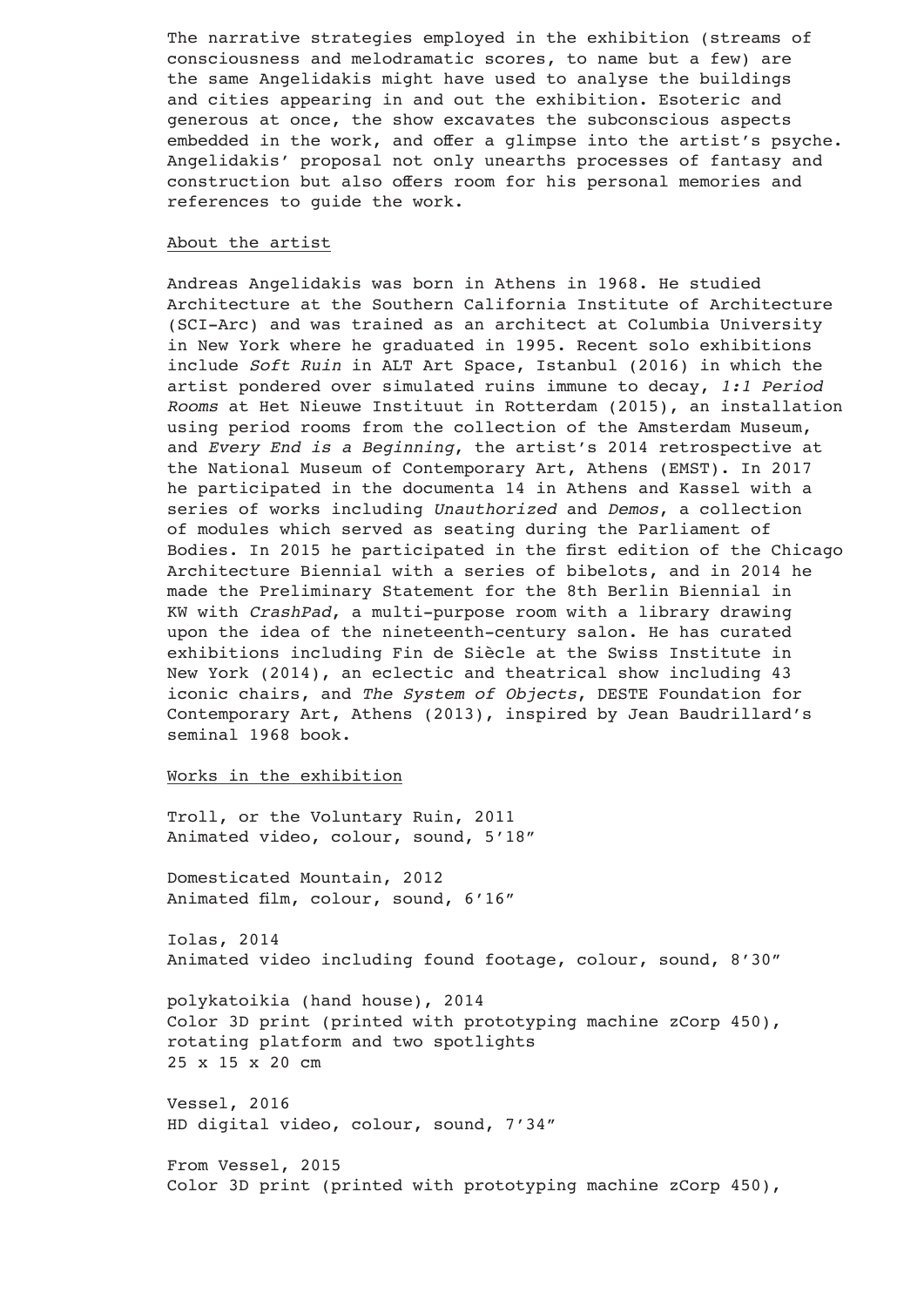The narrative strategies employed in the exhibition (streams of consciousness and melodramatic scores, to name but a few) are the same Angelidakis might have used to analyse the buildings and cities appearing in and out the exhibition. Esoteric and generous at once, the show excavates the subconscious aspects embedded in the work, and offer a glimpse into the artist's psyche. Angelidakis' proposal not only unearths processes of fantasy and construction but also offers room for his personal memories and references to guide the work.

<u>About the artist</u>

Andreas Angelidakis was born in Athens in 1968. He studied Architecture at the Southern California Institute of Architecture (SCI-Arc) and was trained as an architect at Columbia University in New York where he graduated in 1995. Recent solo exhibitions include *Soft Ruin* in ALT Art Space, Istanbul (2016) in which the artist pondered over simulated ruins immune to decay, *1:1 Period Rooms* at Het Nieuwe Instituut in Rotterdam (2015), an installation using period rooms from the collection of the Amsterdam Museum, and *Every End is a Beginning*, the artist's 2014 retrospective at the National Museum of Contemporary Art, Athens (EMST). In 2017 he participated in the documenta 14 in Athens and Kassel with a series of works including *Unauthorized* and *Demos*, a collection of modules which served as seating during the Parliament of Bodies. In 2015 he participated in the first edition of the Chicago Architecture Biennial with a series of bibelots, and in 2014 he made the Preliminary Statement for the 8th Berlin Biennial in KW with *CrashPad*, a multi-purpose room with a library drawing upon the idea of the nineteenth-century salon. He has curated exhibitions including Fin de Siècle at the Swiss Institute in New York (2014), an eclectic and theatrical show including 43 iconic chairs, and *The System of Objects*, DESTE Foundation for Contemporary Art, Athens (2013), inspired by Jean Baudrillard's seminal 1968 book.

<u>Works in the exhibition</u>

Troll, or the Voluntary Ruin, 2011
Animated video, colour, sound, 5'18"

Domesticated Mountain, 2012
Animated film, colour, sound, 6'16"

Iolas, 2014
Animated video including found footage, colour, sound, 8'30"

polykatoikia (hand house), 2014
Color 3D print (printed with prototyping machine zCorp 450), rotating platform and two spotlights
25 x 15 x 20 cm

Vessel, 2016
HD digital video, colour, sound, 7'34"

From Vessel, 2015
Color 3D print (printed with prototyping machine zCorp 450),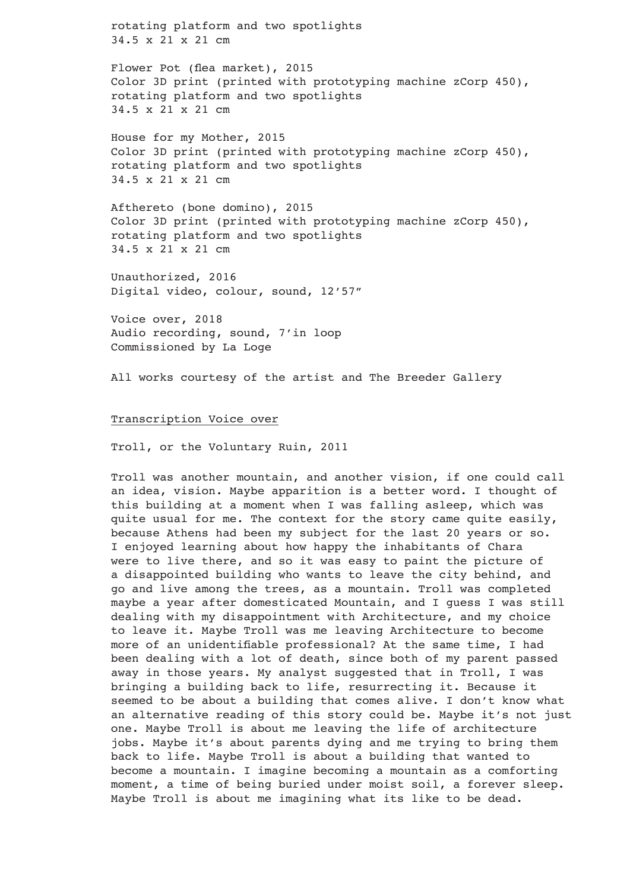rotating platform and two spotlights
34.5 x 21 x 21 cm

Flower Pot (flea market), 2015
Color 3D print (printed with prototyping machine zCorp 450), rotating platform and two spotlights
34.5 x 21 x 21 cm

House for my Mother, 2015
Color 3D print (printed with prototyping machine zCorp 450), rotating platform and two spotlights
34.5 x 21 x 21 cm

Afthereto (bone domino), 2015
Color 3D print (printed with prototyping machine zCorp 450), rotating platform and two spotlights
34.5 x 21 x 21 cm

Unauthorized, 2016
Digital video, colour, sound, 12’57”

Voice over, 2018
Audio recording, sound, 7’in loop
Commissioned by La Loge

All works courtesy of the artist and The Breeder Gallery

<u>Transcription Voice over</u>

Troll, or the Voluntary Ruin, 2011

Troll was another mountain, and another vision, if one could call an idea, vision. Maybe apparition is a better word. I thought of this building at a moment when I was falling asleep, which was quite usual for me. The context for the story came quite easily, because Athens had been my subject for the last 20 years or so. I enjoyed learning about how happy the inhabitants of Chara were to live there, and so it was easy to paint the picture of a disappointed building who wants to leave the city behind, and go and live among the trees, as a mountain. Troll was completed maybe a year after domesticated Mountain, and I guess I was still dealing with my disappointment with Architecture, and my choice to leave it. Maybe Troll was me leaving Architecture to become more of an unidentifiable professional? At the same time, I had been dealing with a lot of death, since both of my parent passed away in those years. My analyst suggested that in Troll, I was bringing a building back to life, resurrecting it. Because it seemed to be about a building that comes alive. I don’t know what an alternative reading of this story could be. Maybe it’s not just one. Maybe Troll is about me leaving the life of architecture jobs. Maybe it’s about parents dying and me trying to bring them back to life. Maybe Troll is about a building that wanted to become a mountain. I imagine becoming a mountain as a comforting moment, a time of being buried under moist soil, a forever sleep. Maybe Troll is about me imagining what its like to be dead.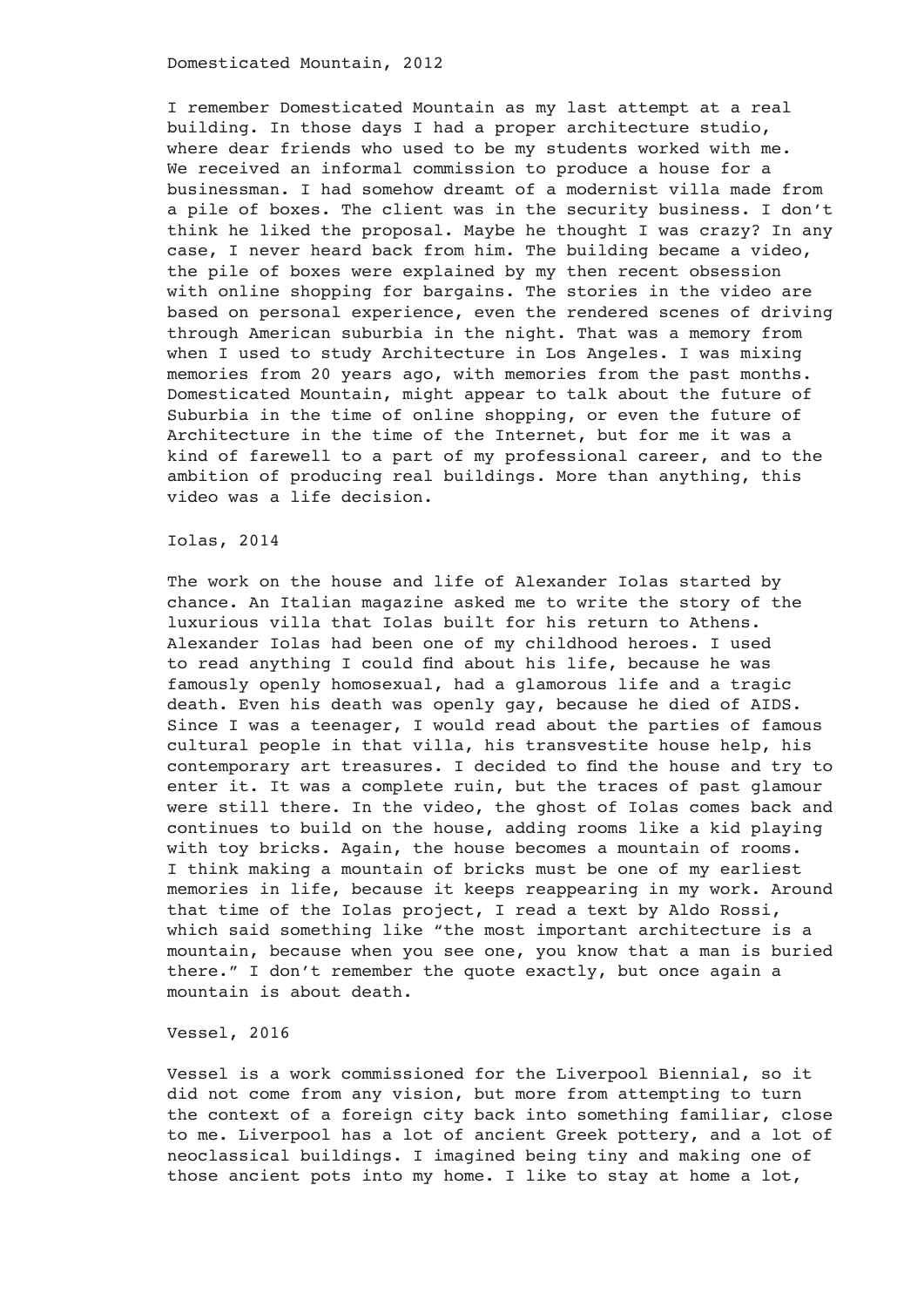## Domesticated Mountain, 2012

I remember Domesticated Mountain as my last attempt at a real building. In those days I had a proper architecture studio, where dear friends who used to be my students worked with me. We received an informal commission to produce a house for a businessman. I had somehow dreamt of a modernist villa made from a pile of boxes. The client was in the security business. I don't think he liked the proposal. Maybe he thought I was crazy? In any case, I never heard back from him. The building became a video, the pile of boxes were explained by my then recent obsession with online shopping for bargains. The stories in the video are based on personal experience, even the rendered scenes of driving through American suburbia in the night. That was a memory from when I used to study Architecture in Los Angeles. I was mixing memories from 20 years ago, with memories from the past months. Domesticated Mountain, might appear to talk about the future of Suburbia in the time of online shopping, or even the future of Architecture in the time of the Internet, but for me it was a kind of farewell to a part of my professional career, and to the ambition of producing real buildings. More than anything, this video was a life decision.

## Iolas, 2014

The work on the house and life of Alexander Iolas started by chance. An Italian magazine asked me to write the story of the luxurious villa that Iolas built for his return to Athens. Alexander Iolas had been one of my childhood heroes. I used to read anything I could find about his life, because he was famously openly homosexual, had a glamorous life and a tragic death. Even his death was openly gay, because he died of AIDS. Since I was a teenager, I would read about the parties of famous cultural people in that villa, his transvestite house help, his contemporary art treasures. I decided to find the house and try to enter it. It was a complete ruin, but the traces of past glamour were still there. In the video, the ghost of Iolas comes back and continues to build on the house, adding rooms like a kid playing with toy bricks. Again, the house becomes a mountain of rooms. I think making a mountain of bricks must be one of my earliest memories in life, because it keeps reappearing in my work. Around that time of the Iolas project, I read a text by Aldo Rossi, which said something like "the most important architecture is a mountain, because when you see one, you know that a man is buried there." I don't remember the quote exactly, but once again a mountain is about death.

## Vessel, 2016

Vessel is a work commissioned for the Liverpool Biennial, so it did not come from any vision, but more from attempting to turn the context of a foreign city back into something familiar, close to me. Liverpool has a lot of ancient Greek pottery, and a lot of neoclassical buildings. I imagined being tiny and making one of those ancient pots into my home. I like to stay at home a lot,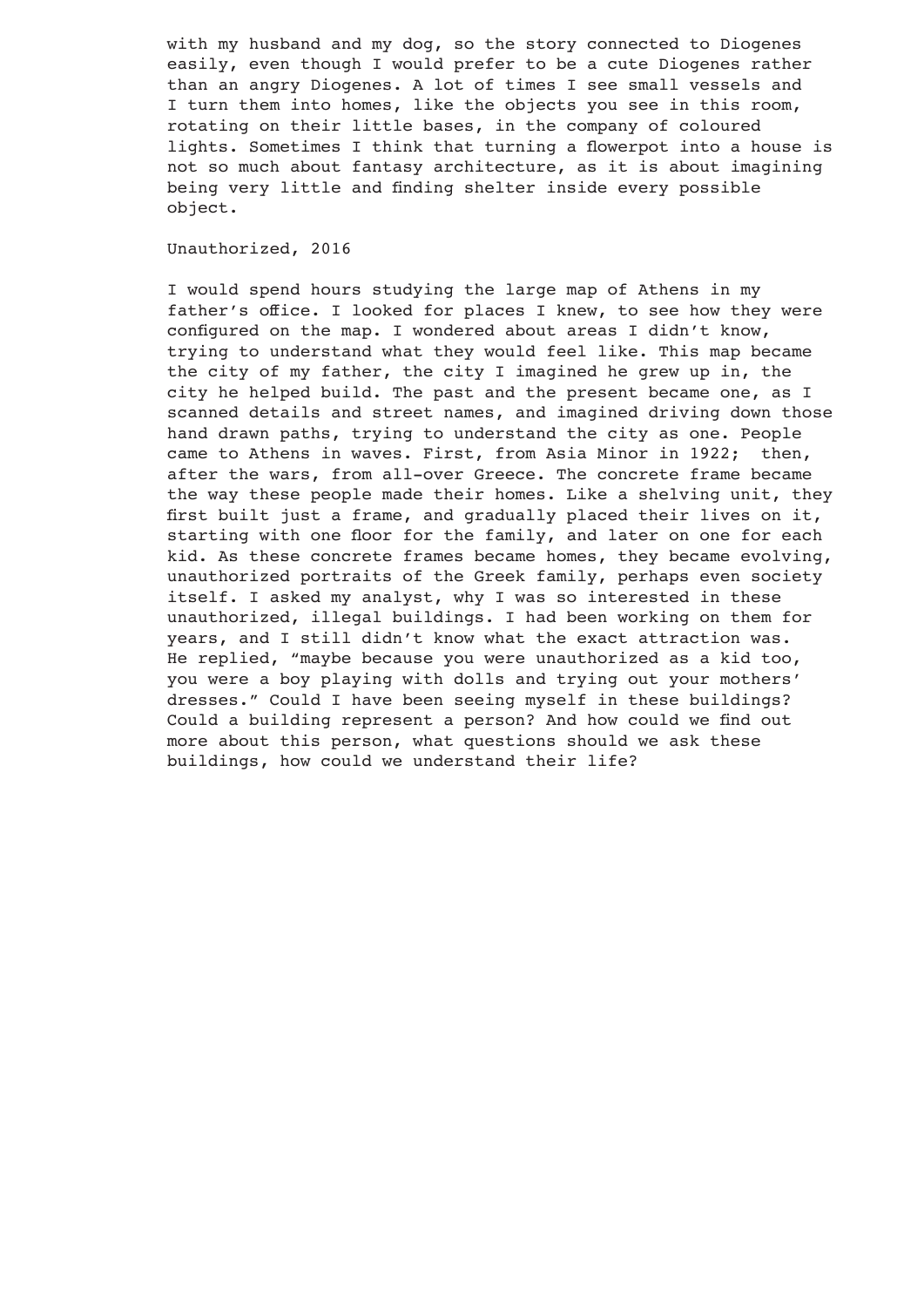with my husband and my dog, so the story connected to Diogenes easily, even though I would prefer to be a cute Diogenes rather than an angry Diogenes. A lot of times I see small vessels and I turn them into homes, like the objects you see in this room, rotating on their little bases, in the company of coloured lights. Sometimes I think that turning a flowerpot into a house is not so much about fantasy architecture, as it is about imagining being very little and finding shelter inside every possible object.

Unauthorized, 2016

I would spend hours studying the large map of Athens in my father's office. I looked for places I knew, to see how they were configured on the map. I wondered about areas I didn't know, trying to understand what they would feel like. This map became the city of my father, the city I imagined he grew up in, the city he helped build. The past and the present became one, as I scanned details and street names, and imagined driving down those hand drawn paths, trying to understand the city as one. People came to Athens in waves. First, from Asia Minor in 1922; then, after the wars, from all-over Greece. The concrete frame became the way these people made their homes. Like a shelving unit, they first built just a frame, and gradually placed their lives on it, starting with one floor for the family, and later on one for each kid. As these concrete frames became homes, they became evolving, unauthorized portraits of the Greek family, perhaps even society itself. I asked my analyst, why I was so interested in these unauthorized, illegal buildings. I had been working on them for years, and I still didn't know what the exact attraction was. He replied, "maybe because you were unauthorized as a kid too, you were a boy playing with dolls and trying out your mothers' dresses." Could I have been seeing myself in these buildings? Could a building represent a person? And how could we find out more about this person, what questions should we ask these buildings, how could we understand their life?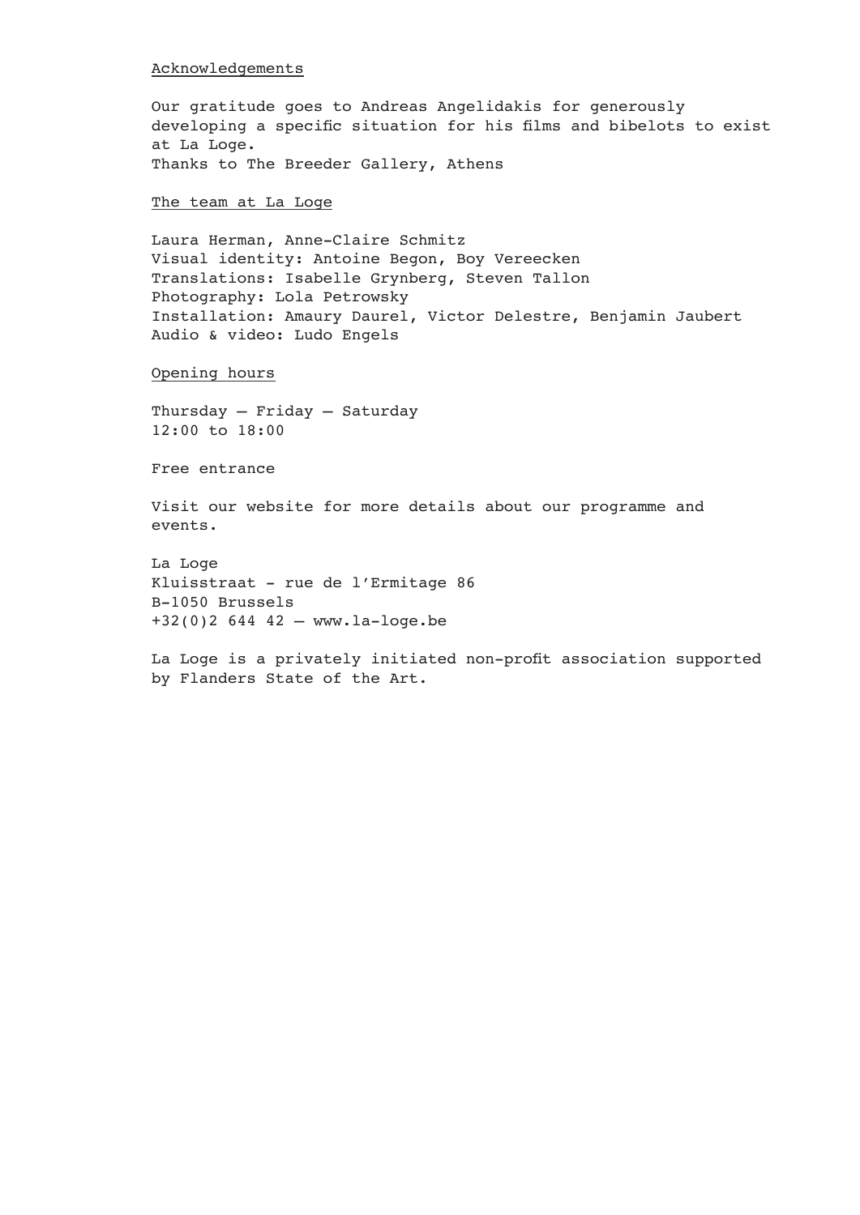## Acknowledgements

Our gratitude goes to Andreas Angelidakis for generously developing a specific situation for his films and bibelots to exist at La Loge.
Thanks to The Breeder Gallery, Athens

## The team at La Loge

Laura Herman, Anne-Claire Schmitz
Visual identity: Antoine Begon, Boy Vereecken
Translations: Isabelle Grynberg, Steven Tallon
Photography: Lola Petrowsky
Installation: Amaury Daurel, Victor Delestre, Benjamin Jaubert
Audio & video: Ludo Engels

## Opening hours

Thursday – Friday – Saturday
12:00 to 18:00

Free entrance

Visit our website for more details about our programme and events.

La Loge
Kluisstraat - rue de l'Ermitage 86
B-1050 Brussels
+32(0)2 644 42 – www.la-loge.be

La Loge is a privately initiated non-profit association supported by Flanders State of the Art.